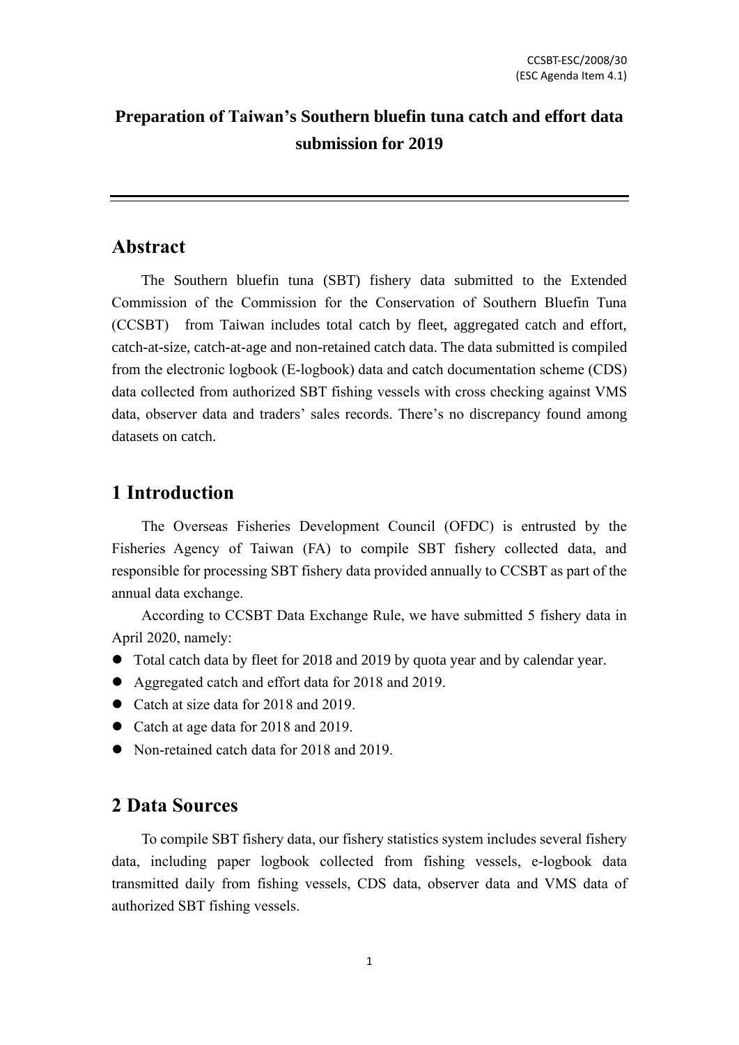CCSBT-ESC/2008/30
(ESC Agenda Item 4.1)

# Preparation of Taiwan's Southern bluefin tuna catch and effort data submission for 2019

## Abstract

The Southern bluefin tuna (SBT) fishery data submitted to the Extended Commission of the Commission for the Conservation of Southern Bluefin Tuna (CCSBT) from Taiwan includes total catch by fleet, aggregated catch and effort, catch-at-size, catch-at-age and non-retained catch data. The data submitted is compiled from the electronic logbook (E-logbook) data and catch documentation scheme (CDS) data collected from authorized SBT fishing vessels with cross checking against VMS data, observer data and traders' sales records. There's no discrepancy found among datasets on catch.

## 1 Introduction

The Overseas Fisheries Development Council (OFDC) is entrusted by the Fisheries Agency of Taiwan (FA) to compile SBT fishery collected data, and responsible for processing SBT fishery data provided annually to CCSBT as part of the annual data exchange.

According to CCSBT Data Exchange Rule, we have submitted 5 fishery data in April 2020, namely:

- Total catch data by fleet for 2018 and 2019 by quota year and by calendar year.
- Aggregated catch and effort data for 2018 and 2019.
- Catch at size data for 2018 and 2019.
- Catch at age data for 2018 and 2019.
- Non-retained catch data for 2018 and 2019.

## 2 Data Sources

To compile SBT fishery data, our fishery statistics system includes several fishery data, including paper logbook collected from fishing vessels, e-logbook data transmitted daily from fishing vessels, CDS data, observer data and VMS data of authorized SBT fishing vessels.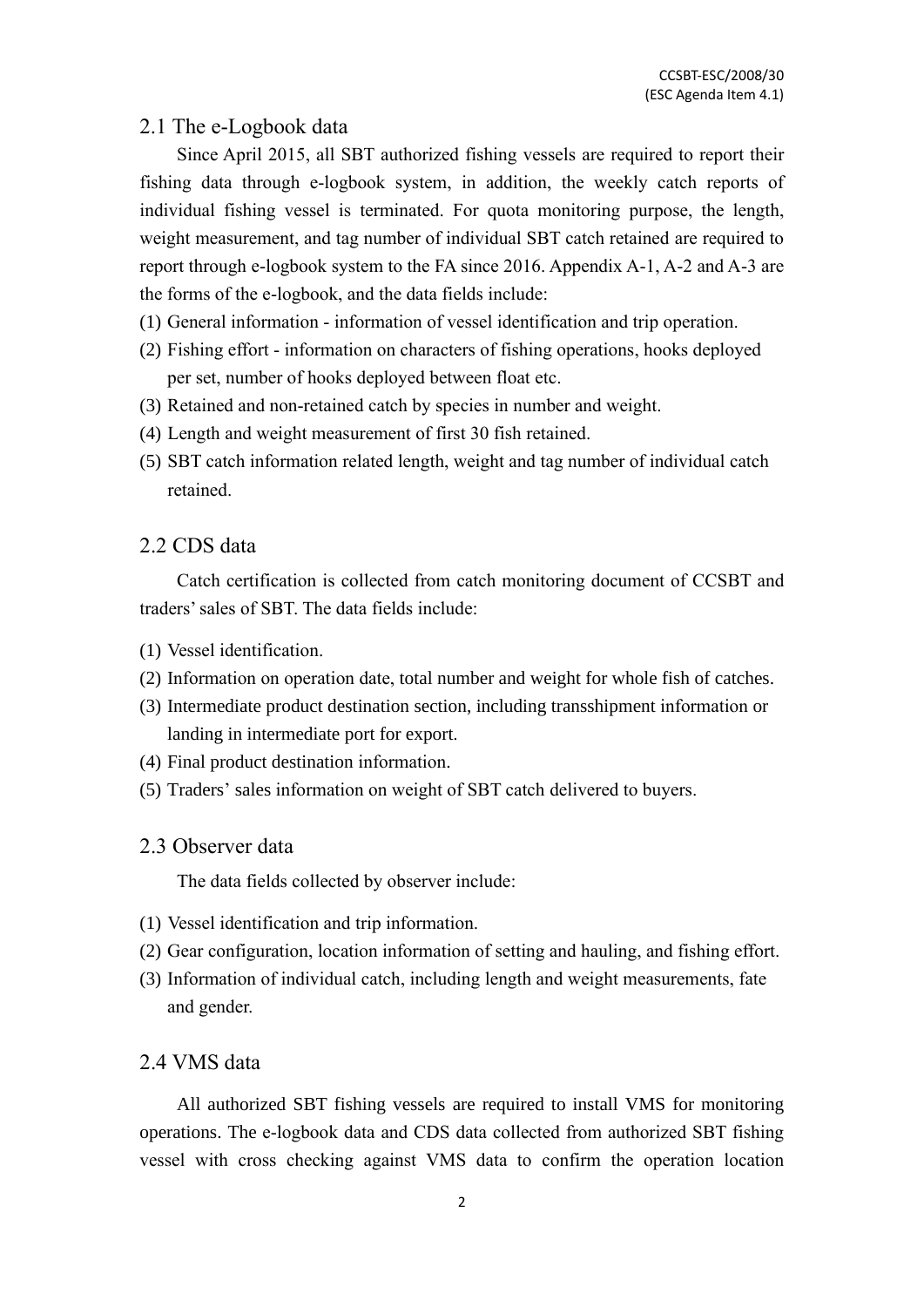## 2.1 The e-Logbook data

Since April 2015, all SBT authorized fishing vessels are required to report their fishing data through e-logbook system, in addition, the weekly catch reports of individual fishing vessel is terminated. For quota monitoring purpose, the length, weight measurement, and tag number of individual SBT catch retained are required to report through e-logbook system to the FA since 2016. Appendix A-1, A-2 and A-3 are the forms of the e-logbook, and the data fields include:

(1) General information - information of vessel identification and trip operation.
(2) Fishing effort - information on characters of fishing operations, hooks deployed per set, number of hooks deployed between float etc.
(3) Retained and non-retained catch by species in number and weight.
(4) Length and weight measurement of first 30 fish retained.
(5) SBT catch information related length, weight and tag number of individual catch retained.

## 2.2 CDS data

Catch certification is collected from catch monitoring document of CCSBT and traders' sales of SBT. The data fields include:

(1) Vessel identification.
(2) Information on operation date, total number and weight for whole fish of catches.
(3) Intermediate product destination section, including transshipment information or landing in intermediate port for export.
(4) Final product destination information.
(5) Traders' sales information on weight of SBT catch delivered to buyers.

## 2.3 Observer data

The data fields collected by observer include:

(1) Vessel identification and trip information.
(2) Gear configuration, location information of setting and hauling, and fishing effort.
(3) Information of individual catch, including length and weight measurements, fate and gender.

## 2.4 VMS data

All authorized SBT fishing vessels are required to install VMS for monitoring operations. The e-logbook data and CDS data collected from authorized SBT fishing vessel with cross checking against VMS data to confirm the operation location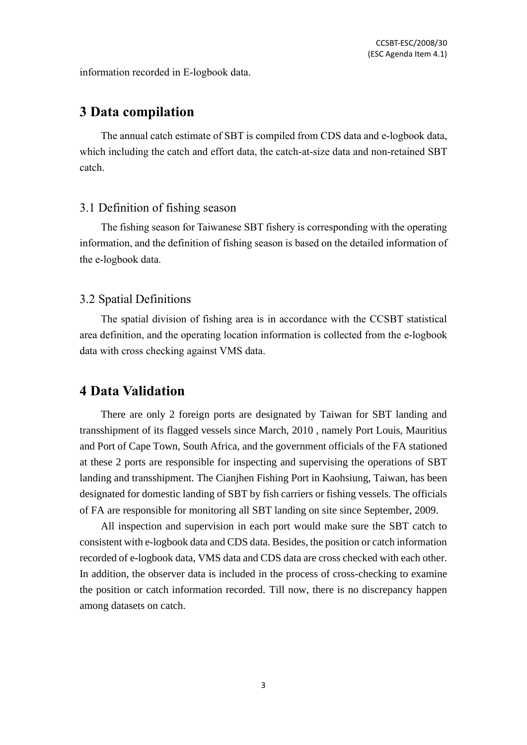information recorded in E-logbook data.

## 3 Data compilation

The annual catch estimate of SBT is compiled from CDS data and e-logbook data, which including the catch and effort data, the catch-at-size data and non-retained SBT catch.

### 3.1 Definition of fishing season

The fishing season for Taiwanese SBT fishery is corresponding with the operating information, and the definition of fishing season is based on the detailed information of the e-logbook data.

### 3.2 Spatial Definitions

The spatial division of fishing area is in accordance with the CCSBT statistical area definition, and the operating location information is collected from the e-logbook data with cross checking against VMS data.

## 4 Data Validation

There are only 2 foreign ports are designated by Taiwan for SBT landing and transshipment of its flagged vessels since March, 2010 , namely Port Louis, Mauritius and Port of Cape Town, South Africa, and the government officials of the FA stationed at these 2 ports are responsible for inspecting and supervising the operations of SBT landing and transshipment. The Cianjhen Fishing Port in Kaohsiung, Taiwan, has been designated for domestic landing of SBT by fish carriers or fishing vessels. The officials of FA are responsible for monitoring all SBT landing on site since September, 2009.

All inspection and supervision in each port would make sure the SBT catch to consistent with e-logbook data and CDS data. Besides, the position or catch information recorded of e-logbook data, VMS data and CDS data are cross checked with each other. In addition, the observer data is included in the process of cross-checking to examine the position or catch information recorded. Till now, there is no discrepancy happen among datasets on catch.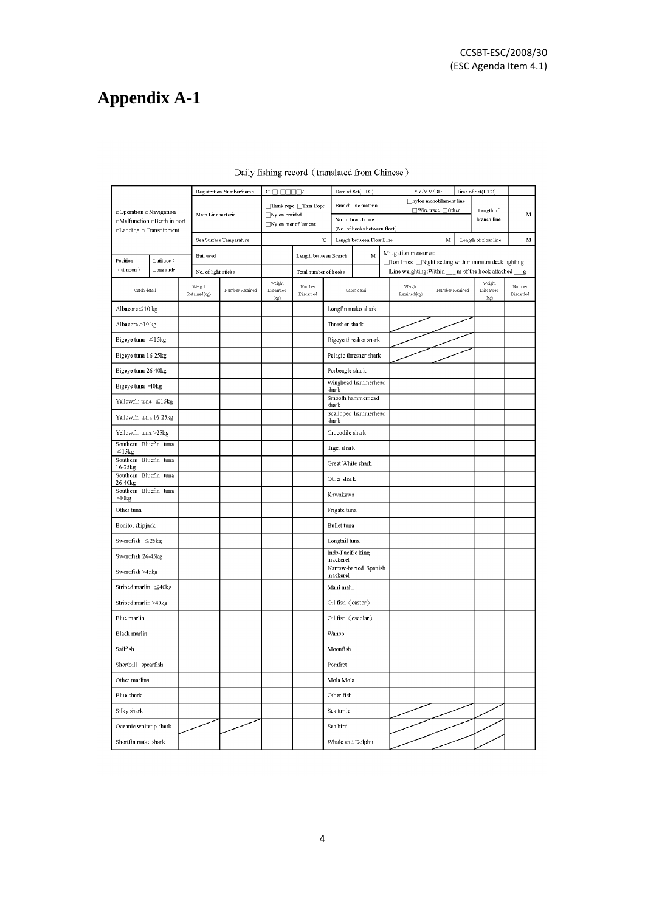# Appendix A-1

Daily fishing record（translated from Chinese）

| □Operation □Navigation □Malfunction □Berth in port □Landing □ Transhipment | | Registration Number/name | | CT□-□□□□/ | | Date of Set(UTC) | | YY/MM/DD | | Time of Set(UTC) | |
|---|---|---|---|---|---|---|---|---|---|---|---|
| | | Main Line material | | □Think rope □Thin Rope □Nylon braided □Nylon monofilament | | Branch line material | | □nylon monofilament line □Wire trace □Other | | Length of branch line | M |
| | | | | | | No. of branch line (No. of hooks between float) | | | | | |
| | | Sea Surface Temperature | | ℃ | | Length between Float Line | | M | | Length of float line | M |
| Position（at noon） | Latitude： | Bait used | | | Length between Branch | | M | Mitigation measures: □Tori lines □Night setting with minimum deck lighting | | | |
| | Longitude | No. of light-sticks | | | Total number of hooks | | | □Line weighting:Within ___ m of the hook attached ___g | | | |

| Catch detail | Weight Retained(kg) | Number Retained | Weight Discarded (kg) | Number Discarded | Catch detail | Weight Retained(kg) | Number Retained | Weight Discarded (kg) | Number Discarded |
|---|---|---|---|---|---|---|---|---|---|
| Albacore ≦10 kg | | | | | Longfin mako shark | | | | |
| Albacore >10 kg | | | | | Thresher shark | / | / | | |
| Bigeye tuna ≦15kg | | | | | Bigeye thresher shark | / | / | | |
| Bigeye tuna 16-25kg | | | | | Pelagic thresher shark | / | / | | |
| Bigeye tuna 26-40kg | | | | | Porbeagle shark | | | | |
| Bigeye tuna >40kg | | | | | Winghead hammerhead shark | | | | |
| Yellowfin tuna ≦15kg | | | | | Smooth hammerhead shark | | | | |
| Yellowfin tuna 16-25kg | | | | | Scalloped hammerhead shark | | | | |
| Yellowfin tuna >25kg | | | | | Crocodile shark | | | | |
| Southern Bluefin tuna ≦15kg | | | | | Tiger shark | | | | |
| Southern Bluefin tuna 16-25kg | | | | | Great White shark | | | | |
| Southern Bluefin tuna 26-40kg | | | | | Other shark | | | | |
| Southern Bluefin tuna >40kg | | | | | Kawakawa | | | | |
| Other tuna | | | | | Frigate tuna | | | | |
| Bonito, skipjack | | | | | Bullet tuna | | | | |
| Swordfish ≦25kg | | | | | Longtail tuna | | | | |
| Swordfish 26-45kg | | | | | Indo-Pacific king mackerel | | | | |
| Swordfish >45kg | | | | | Narrow-barred Spanish mackerel | | | | |
| Striped marlin ≦40kg | | | | | Mahi mahi | | | | |
| Striped marlin >40kg | | | | | Oil fish（castor） | | | | |
| Blue marlin | | | | | Oil fish（escolar） | | | | |
| Black marlin | | | | | Wahoo | | | | |
| Sailfish | | | | | Moonfish | | | | |
| Shortbill spearfish | | | | | Pomfret | | | | |
| Other marlins | | | | | Mola Mola | | | | |
| Blue shark | | | | | Other fish | | | | |
| Silky shark | | | | | Sea turtle | / | / | / | |
| Oceanic whitetip shark | / | / | | | Sea bird | / | / | / | |
| Shortfin mako shark | | | | | Whale and Dolphin | / | / | / | |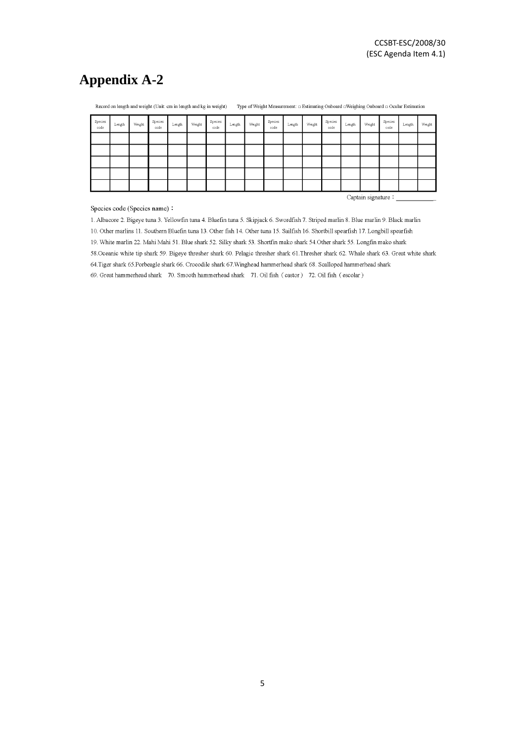# Appendix A-2

Record on length and weight (Unit: cm in length and kg in weight)  Type of Weight Measurement: □ Estimating Onboard □Weighing Onboard □ Ocular Estimation

| Species code | Length | Weight | Species code | Length | Weight | Species code | Length | Weight | Species code | Length | Weight | Species code | Length | Weight | Species code | Length | Weight |
|---|---|---|---|---|---|---|---|---|---|---|---|---|---|---|---|---|---|
| | | | | | | | | | | | | | | | | | |
| | | | | | | | | | | | | | | | | | |
| | | | | | | | | | | | | | | | | | |
| | | | | | | | | | | | | | | | | | |
| | | | | | | | | | | | | | | | | | |

Captain signature：___________

Species code (Species name)：

1. Albacore 2. Bigeye tuna 3. Yellowfin tuna 4. Bluefin tuna 5. Skipjack 6. Swordfish 7. Striped marlin 8. Blue marlin 9. Black marlin 10. Other marlins 11. Southern Bluefin tuna 13. Other fish 14. Other tuna 15. Sailfish 16. Shortbill spearfish 17. Longbill spearfish 19. White marlin 22. Mahi Mahi 51. Blue shark 52. Silky shark 53. Shortfin mako shark 54.Other shark 55. Longfin mako shark 58.Oceanic white tip shark 59. Bigeye thresher shark 60. Pelagic thresher shark 61.Thresher shark 62. Whale shark 63. Great white shark 64.Tiger shark 65.Porbeagle shark 66. Crocodile shark 67.Winghead hammerhead shark 68. Scalloped hammerhead shark 69. Great hammerhead shark 70. Smooth hammerhead shark 71. Oil fish（castor） 72. Oil fish（escolar）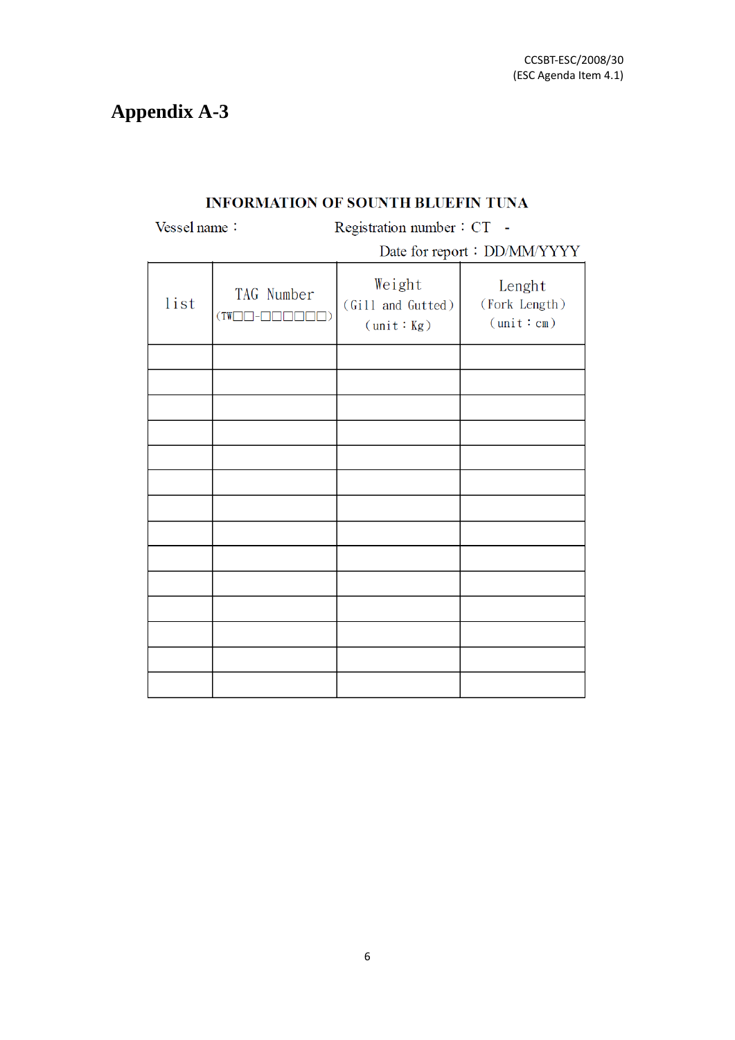# Appendix A-3

**INFORMATION OF SOUNTH BLUEFIN TUNA**

Vessel name： Registration number：CT -

Date for report：DD/MM/YYYY

| list | TAG Number (TW□□-□□□□□□) | Weight (Gill and Gutted) (unit：Kg) | Lenght (Fork Length) (unit：cm) |
|---|---|---|---|
| | | | |
| | | | |
| | | | |
| | | | |
| | | | |
| | | | |
| | | | |
| | | | |
| | | | |
| | | | |
| | | | |
| | | | |
| | | | |
| | | | |